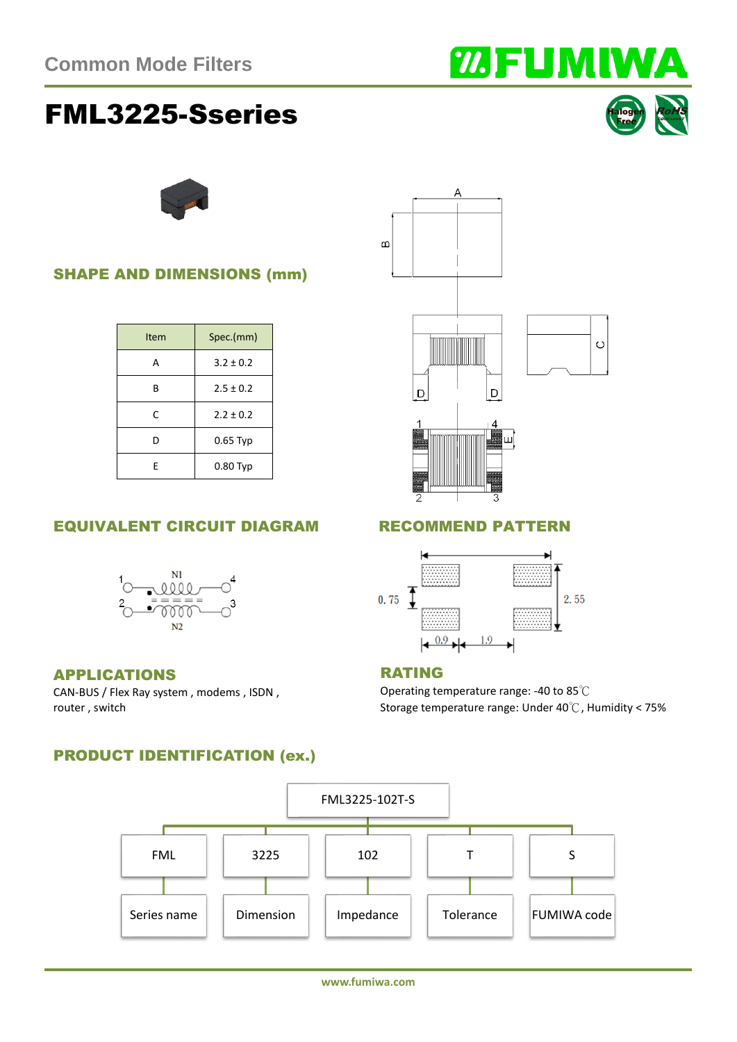Common Mode Filters

# FML3225-Sseries

## SHAPE AND DIMENSIONS (mm)

| Item | Spec.(mm) |
|---|---|
| A | 3.2 ± 0.2 |
| B | 2.5 ± 0.2 |
| C | 2.2 ± 0.2 |
| D | 0.65 Typ |
| E | 0.80 Typ |

## EQUIVALENT CIRCUIT DIAGRAM

## RECOMMEND PATTERN

## APPLICATIONS

CAN-BUS / Flex Ray system , modems , ISDN , router , switch

## RATING

Operating temperature range: -40 to 85℃

Storage temperature range: Under 40℃, Humidity < 75%

## PRODUCT IDENTIFICATION (ex.)

FML3225-102T-S

| FML | 3225 | 102 | T | S |
|---|---|---|---|---|
| Series name | Dimension | Impedance | Tolerance | FUMIWA code |

www.fumiwa.com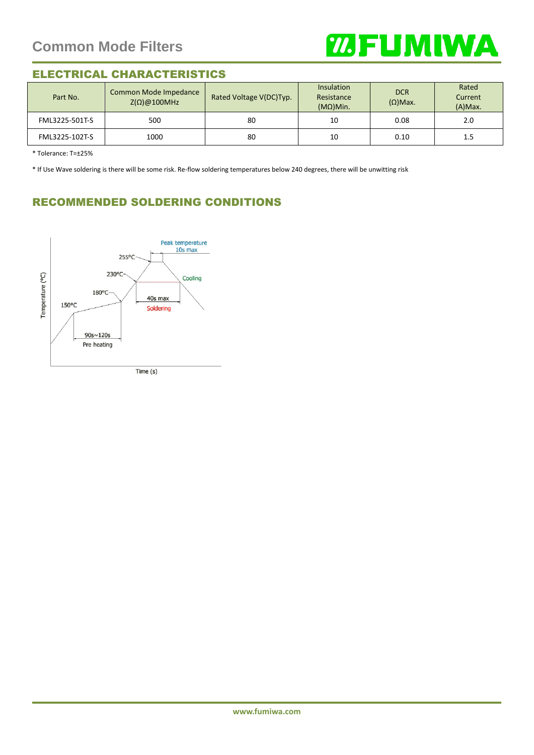## ELECTRICAL CHARACTERISTICS

| Part No. | Common Mode Impedance Z(Ω)@100MHz | Rated Voltage V(DC)Typ. | Insulation Resistance (MΩ)Min. | DCR (Ω)Max. | Rated Current (A)Max. |
|---|---|---|---|---|---|
| FML3225-501T-S | 500 | 80 | 10 | 0.08 | 2.0 |
| FML3225-102T-S | 1000 | 80 | 10 | 0.10 | 1.5 |

* Tolerance: T=±25%

* If Use Wave soldering is there will be some risk. Re-flow soldering temperatures below 240 degrees, there will be unwitting risk

## RECOMMENDED SOLDERING CONDITIONS

Peak temperature 10s max
255°C
230°C
180°C
150°C
Cooling
40s max
Soldering
90s~120s
Pre heating
Temperature (°C)
Time (s)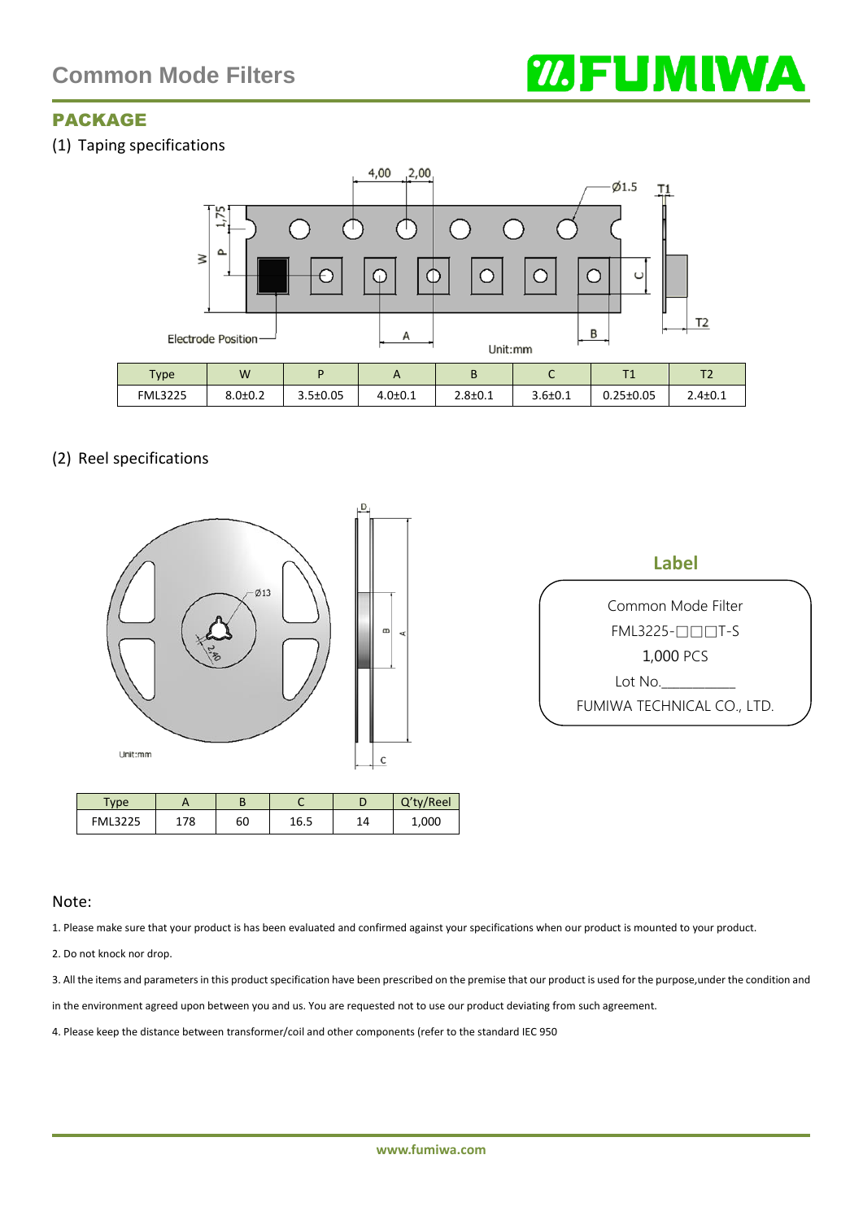## PACKAGE

(1) Taping specifications

4,00
2,00
Ø1.5
T1
1,75
P
W
C
T2
Electrode Position
A
B
Unit:mm

| Type | W | P | A | B | C | T1 | T2 |
|---|---|---|---|---|---|---|---|
| FML3225 | 8.0±0.2 | 3.5±0.05 | 4.0±0.1 | 2.8±0.1 | 3.6±0.1 | 0.25±0.05 | 2.4±0.1 |

(2) Reel specifications

Ø13
2.40
D
B
A
C
Unit:mm

**Label**

Common Mode Filter
FML3225-□□□T-S
1,000 PCS
Lot No.__________
FUMIWA TECHNICAL CO., LTD.

| Type | A | B | C | D | Q'ty/Reel |
|---|---|---|---|---|---|
| FML3225 | 178 | 60 | 16.5 | 14 | 1,000 |

Note:

1. Please make sure that your product is has been evaluated and confirmed against your specifications when our product is mounted to your product.
2. Do not knock nor drop.
3. All the items and parameters in this product specification have been prescribed on the premise that our product is used for the purpose,under the condition and in the environment agreed upon between you and us. You are requested not to use our product deviating from such agreement.
4. Please keep the distance between transformer/coil and other components (refer to the standard IEC 950